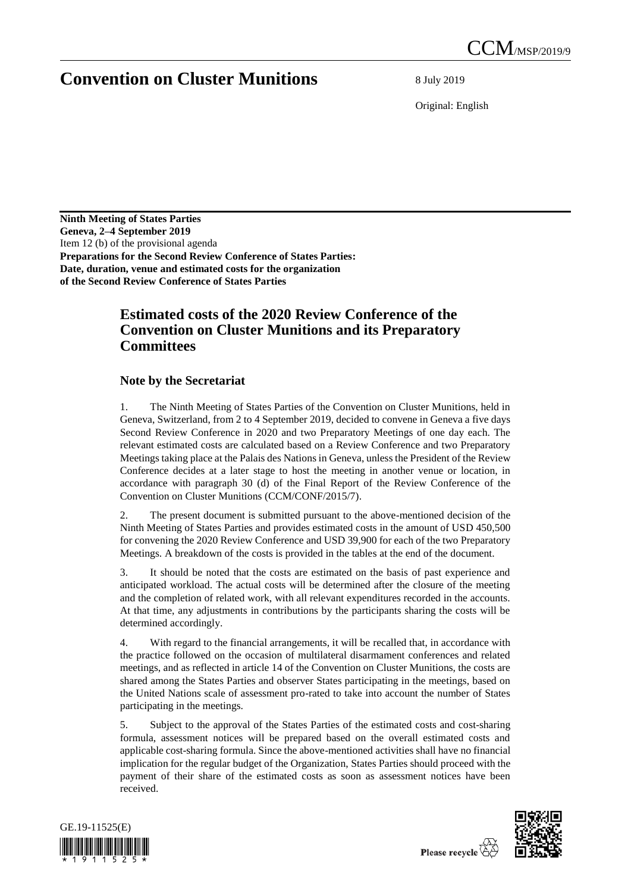CCM/MSP/2019/9

# Convention on Cluster Munitions

8 July 2019

Original: English

**Ninth Meeting of States Parties**
**Geneva, 2–4 September 2019**
Item 12 (b) of the provisional agenda
**Preparations for the Second Review Conference of States Parties: Date, duration, venue and estimated costs for the organization of the Second Review Conference of States Parties**

## Estimated costs of the 2020 Review Conference of the Convention on Cluster Munitions and its Preparatory Committees

### Note by the Secretariat

1. The Ninth Meeting of States Parties of the Convention on Cluster Munitions, held in Geneva, Switzerland, from 2 to 4 September 2019, decided to convene in Geneva a five days Second Review Conference in 2020 and two Preparatory Meetings of one day each. The relevant estimated costs are calculated based on a Review Conference and two Preparatory Meetings taking place at the Palais des Nations in Geneva, unless the President of the Review Conference decides at a later stage to host the meeting in another venue or location, in accordance with paragraph 30 (d) of the Final Report of the Review Conference of the Convention on Cluster Munitions (CCM/CONF/2015/7).

2. The present document is submitted pursuant to the above-mentioned decision of the Ninth Meeting of States Parties and provides estimated costs in the amount of USD 450,500 for convening the 2020 Review Conference and USD 39,900 for each of the two Preparatory Meetings. A breakdown of the costs is provided in the tables at the end of the document.

3. It should be noted that the costs are estimated on the basis of past experience and anticipated workload. The actual costs will be determined after the closure of the meeting and the completion of related work, with all relevant expenditures recorded in the accounts. At that time, any adjustments in contributions by the participants sharing the costs will be determined accordingly.

4. With regard to the financial arrangements, it will be recalled that, in accordance with the practice followed on the occasion of multilateral disarmament conferences and related meetings, and as reflected in article 14 of the Convention on Cluster Munitions, the costs are shared among the States Parties and observer States participating in the meetings, based on the United Nations scale of assessment pro-rated to take into account the number of States participating in the meetings.

5. Subject to the approval of the States Parties of the estimated costs and cost-sharing formula, assessment notices will be prepared based on the overall estimated costs and applicable cost-sharing formula. Since the above-mentioned activities shall have no financial implication for the regular budget of the Organization, States Parties should proceed with the payment of their share of the estimated costs as soon as assessment notices have been received.

GE.19-11525(E)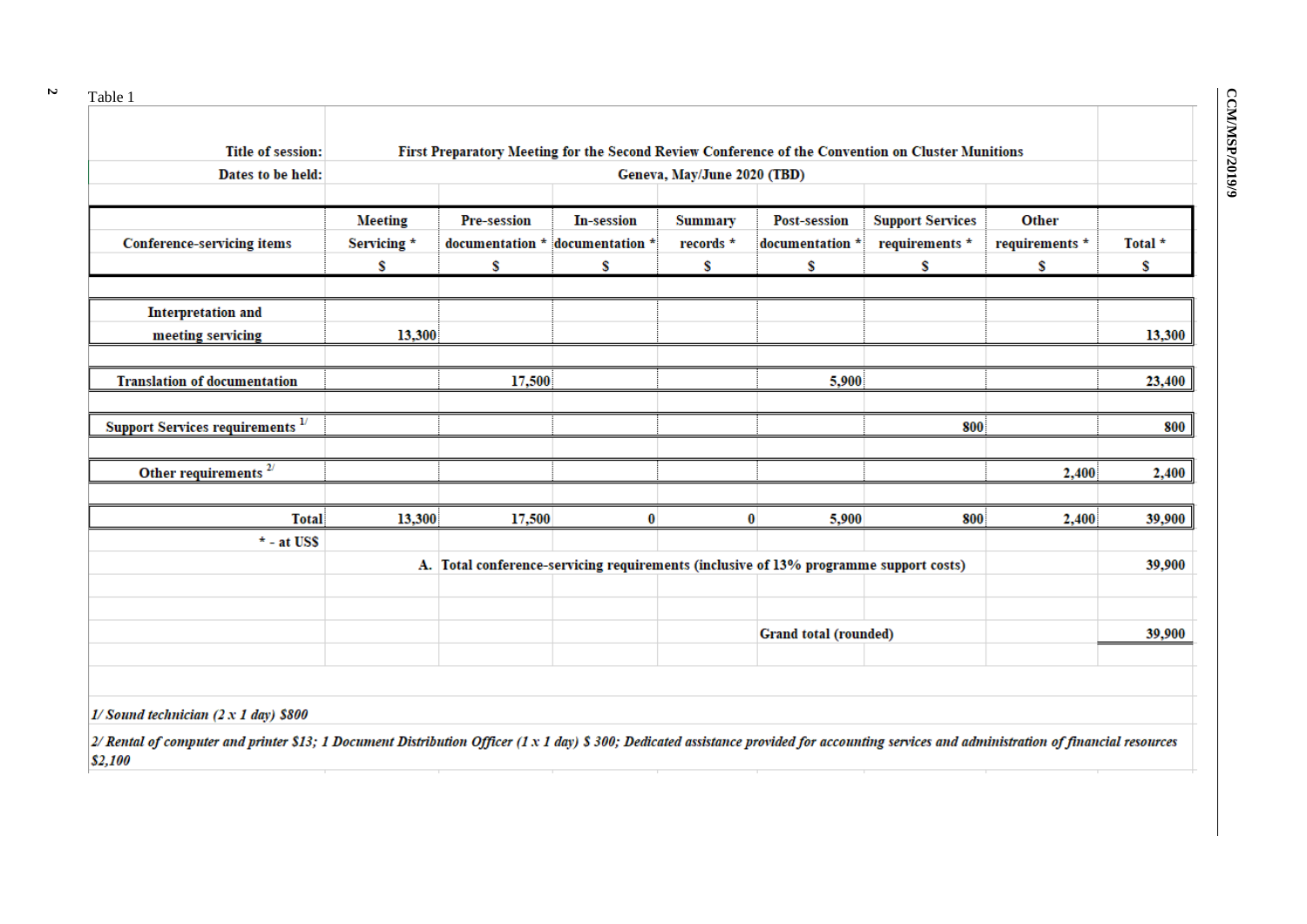Table 1

| Title of session: | First Preparatory Meeting for the Second Review Conference of the Convention on Cluster Munitions | | | | | | |
|---|---|---|---|---|---|---|---|
| Dates to be held: | Geneva, May/June 2020 (TBD) | | | | | | |
| **Conference-servicing items** | **Meeting Servicing * $** | **Pre-session documentation * $** | **In-session documentation * $** | **Summary records * $** | **Post-session documentation * $** | **Support Services requirements * $** | **Other requirements * $** | **Total * $** |
| **Interpretation and meeting servicing** | 13,300 | | | | | | | 13,300 |
| **Translation of documentation** | | 17,500 | | | 5,900 | | | 23,400 |
| **Support Services requirements** [1/] | | | | | | 800 | | 800 |
| **Other requirements** [2/] | | | | | | | 2,400 | 2,400 |
| **Total** | 13,300 | 17,500 | 0 | 0 | 5,900 | 800 | 2,400 | 39,900 |
| * - at US$ | | | | | | | | |
| | A. Total conference-servicing requirements (inclusive of 13% programme support costs) | | | | | | | 39,900 |
| | | | | | Grand total (rounded) | | | 39,900 |

*1/ Sound technician (2 x 1 day) $800*

*2/ Rental of computer and printer $13; 1 Document Distribution Officer (1 x 1 day) $ 300; Dedicated assistance provided for accounting services and administration of financial resources $2,100*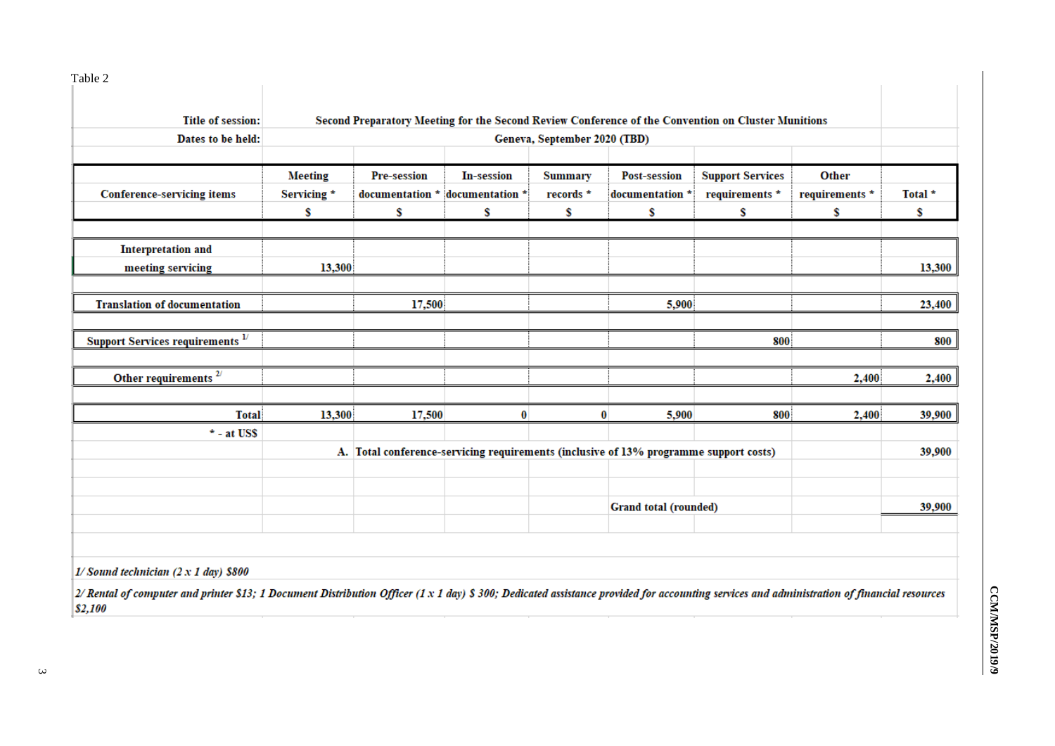Table 2

| Title of session: | Second Preparatory Meeting for the Second Review Conference of the Convention on Cluster Munitions | | | | | | | |
|---|---|---|---|---|---|---|---|---|
| Dates to be held: | Geneva, September 2020 (TBD) | | | | | | | |
| **Conference-servicing items** | **Meeting Servicing * $** | **Pre-session documentation * $** | **In-session documentation * $** | **Summary records * $** | **Post-session documentation * $** | **Support Services requirements * $** | **Other requirements * $** | **Total * $** |
| **Interpretation and meeting servicing** | 13,300 | | | | | | | 13,300 |
| **Translation of documentation** | | 17,500 | | | 5,900 | | | 23,400 |
| **Support Services requirements** [1/] | | | | | | 800 | | 800 |
| **Other requirements** [2/] | | | | | | | 2,400 | 2,400 |
| **Total** | 13,300 | 17,500 | 0 | 0 | 5,900 | 800 | 2,400 | 39,900 |
| *** - at US$** | | | | | | | | |
| | **A. Total conference-servicing requirements (inclusive of 13% programme support costs)** | | | | | | | 39,900 |
| | | | | | **Grand total (rounded)** | | | 39,900 |

*1/ Sound technician (2 x 1 day) $800*

*2/ Rental of computer and printer $13; 1 Document Distribution Officer (1 x 1 day) $ 300; Dedicated assistance provided for accounting services and administration of financial resources $2,100*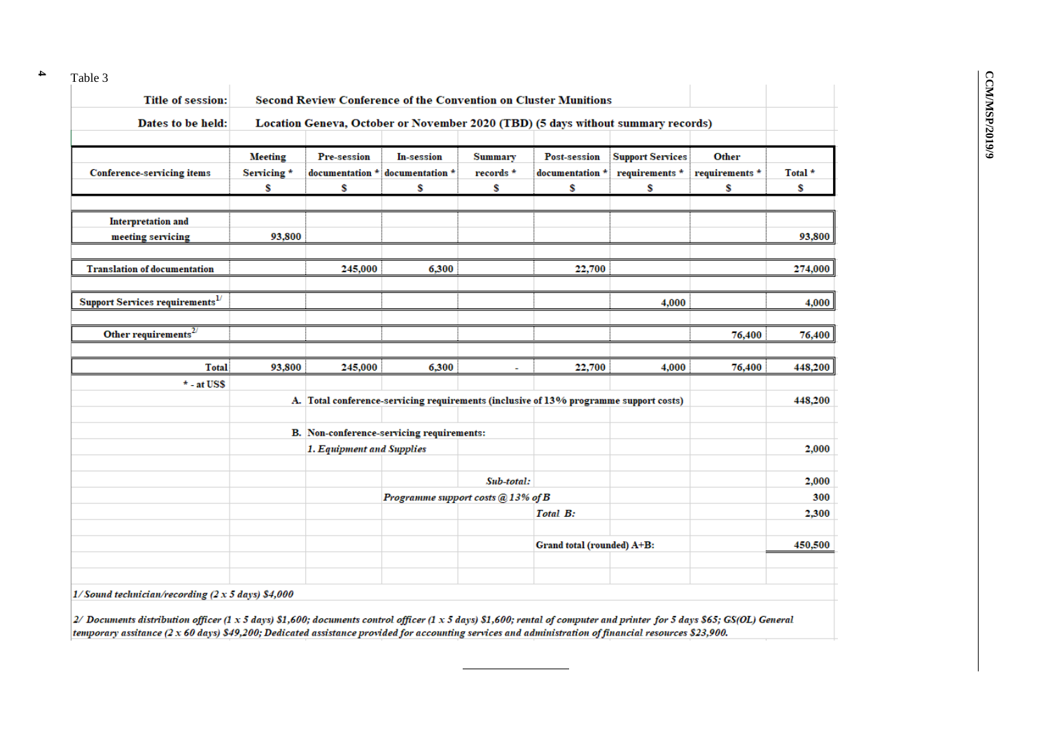Table 3

| | | | | | | | | |
|---|---|---|---|---|---|---|---|---|
| **Title of session:** | **Second Review Conference of the Convention on Cluster Munitions** | | | | | | | |
| **Dates to be held:** | **Location Geneva, October or November 2020 (TBD) (5 days without summary records)** | | | | | | | |
| **Conference-servicing items** | **Meeting Servicing * $** | **Pre-session documentation * $** | **In-session documentation * $** | **Summary records * $** | **Post-session documentation * $** | **Support Services requirements * $** | **Other requirements * $** | **Total * $** |
| **Interpretation and meeting servicing** | 93,800 | | | | | | | 93,800 |
| **Translation of documentation** | | 245,000 | 6,300 | | 22,700 | | | 274,000 |
| **Support Services requirements**[1/] | | | | | | 4,000 | | 4,000 |
| **Other requirements**[2/] | | | | | | | 76,400 | 76,400 |
| **Total** | 93,800 | 245,000 | 6,300 | - | 22,700 | 4,000 | 76,400 | 448,200 |
| **\* - at US$** | | | | | | | | |
| | | **A. Total conference-servicing requirements (inclusive of 13% programme support costs)** | | | | | | 448,200 |
| | | **B. Non-conference-servicing requirements:** | | | | | | |
| | | ***1. Equipment and Supplies*** | | | | | | 2,000 |
| | | | | *Sub-total:* | | | | 2,000 |
| | | | *Programme support costs @ 13% of B* | | | | | 300 |
| | | | | | *Total B:* | | | 2,300 |
| | | | | | **Grand total (rounded) A+B:** | | | 450,500 |

*1/ Sound technician/recording (2 x 5 days) $4,000*

*2/ Documents distribution officer (1 x 5 days) $1,600; documents control officer (1 x 5 days) $1,600; rental of computer and printer for 5 days $65; GS(OL) General temporary assitance (2 x 60 days) $49,200; Dedicated assistance provided for accounting services and administration of financial resources $23,900.*